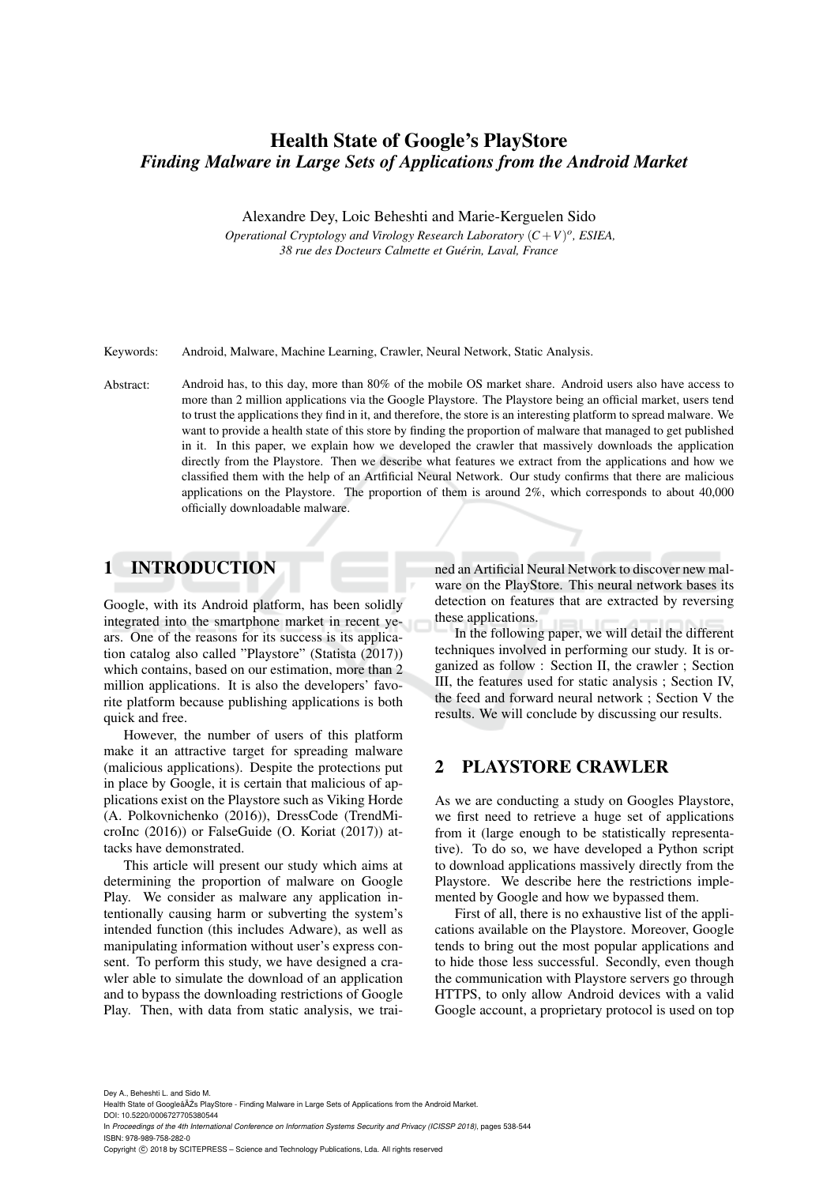# Health State of Google's PlayStore

## *Finding Malware in Large Sets of Applications from the Android Market*

Alexandre Dey, Loic Beheshti and Marie-Kerguelen Sido

*Operational Cryptology and Virology Research Laboratory $(C+V)^o$, ESIEA, 38 rue des Docteurs Calmette et Guérin, Laval, France*

Keywords: Android, Malware, Machine Learning, Crawler, Neural Network, Static Analysis.

Abstract: Android has, to this day, more than 80% of the mobile OS market share. Android users also have access to more than 2 million applications via the Google Playstore. The Playstore being an official market, users tend to trust the applications they find in it, and therefore, the store is an interesting platform to spread malware. We want to provide a health state of this store by finding the proportion of malware that managed to get published in it. In this paper, we explain how we developed the crawler that massively downloads the application directly from the Playstore. Then we describe what features we extract from the applications and how we classified them with the help of an Artficial Neural Network. Our study confirms that there are malicious applications on the Playstore. The proportion of them is around 2%, which corresponds to about 40,000 officially downloadable malware.

## 1 INTRODUCTION

Google, with its Android platform, has been solidly integrated into the smartphone market in recent years. One of the reasons for its success is its application catalog also called "Playstore" (Statista (2017)) which contains, based on our estimation, more than 2 million applications. It is also the developers' favorite platform because publishing applications is both quick and free.

However, the number of users of this platform make it an attractive target for spreading malware (malicious applications). Despite the protections put in place by Google, it is certain that malicious of applications exist on the Playstore such as Viking Horde (A. Polkovnichenko (2016)), DressCode (TrendMicroInc (2016)) or FalseGuide (O. Koriat (2017)) attacks have demonstrated.

This article will present our study which aims at determining the proportion of malware on Google Play. We consider as malware any application intentionally causing harm or subverting the system's intended function (this includes Adware), as well as manipulating information without user's express consent. To perform this study, we have designed a crawler able to simulate the download of an application and to bypass the downloading restrictions of Google Play. Then, with data from static analysis, we trained an Artificial Neural Network to discover new malware on the PlayStore. This neural network bases its detection on features that are extracted by reversing these applications.

In the following paper, we will detail the different techniques involved in performing our study. It is organized as follow : Section II, the crawler ; Section III, the features used for static analysis ; Section IV, the feed and forward neural network ; Section V the results. We will conclude by discussing our results.

## 2 PLAYSTORE CRAWLER

As we are conducting a study on Googles Playstore, we first need to retrieve a huge set of applications from it (large enough to be statistically representative). To do so, we have developed a Python script to download applications massively directly from the Playstore. We describe here the restrictions implemented by Google and how we bypassed them.

First of all, there is no exhaustive list of the applications available on the Playstore. Moreover, Google tends to bring out the most popular applications and to hide those less successful. Secondly, even though the communication with Playstore servers go through HTTPS, to only allow Android devices with a valid Google account, a proprietary protocol is used on top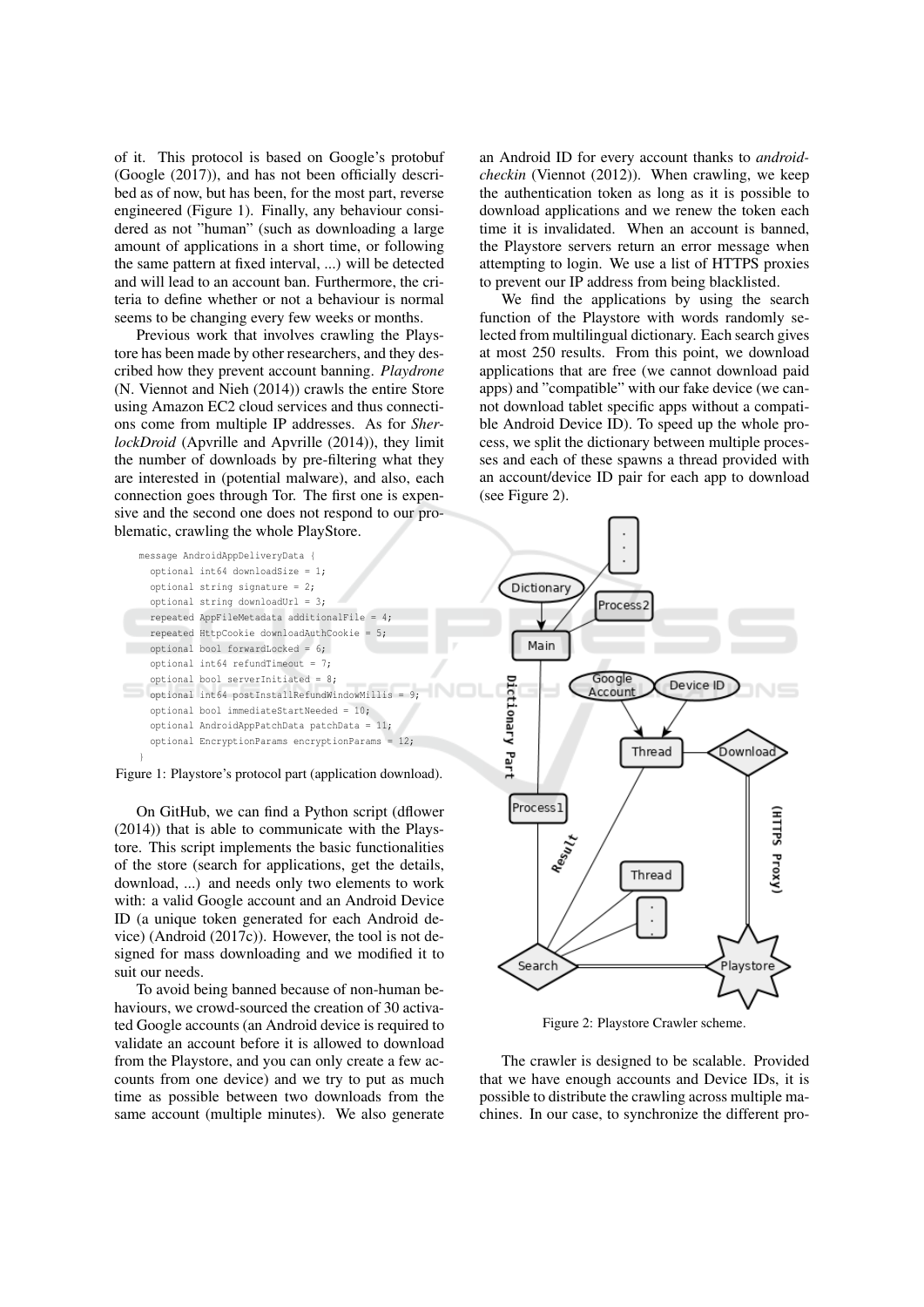of it. This protocol is based on Google's protobuf (Google (2017)), and has not been officially described as of now, but has been, for the most part, reverse engineered (Figure 1). Finally, any behaviour considered as not "human" (such as downloading a large amount of applications in a short time, or following the same pattern at fixed interval, ...) will be detected and will lead to an account ban. Furthermore, the criteria to define whether or not a behaviour is normal seems to be changing every few weeks or months.

Previous work that involves crawling the Playstore has been made by other researchers, and they described how they prevent account banning. *Playdrone* (N. Viennot and Nieh (2014)) crawls the entire Store using Amazon EC2 cloud services and thus connections come from multiple IP addresses. As for *SherlockDroid* (Apvrille and Apvrille (2014)), they limit the number of downloads by pre-filtering what they are interested in (potential malware), and also, each connection goes through Tor. The first one is expensive and the second one does not respond to our problematic, crawling the whole PlayStore.

```
message AndroidAppDeliveryData {
  optional int64 downloadSize = 1;
  optional string signature = 2;
  optional string downloadUrl = 3;
  repeated AppFileMetadata additionalFile = 4;
  repeated HttpCookie downloadAuthCookie = 5;
  optional bool forwardLocked = 6;
  optional int64 refundTimeout = 7;
  optional bool serverInitiated = 8;
  optional int64 postInstallRefundWindowMillis = 9;
  optional bool immediateStartNeeded = 10;
  optional AndroidAppPatchData patchData = 11;
  optional EncryptionParams encryptionParams = 12;
}
```

Figure 1: Playstore's protocol part (application download).

On GitHub, we can find a Python script (dflower (2014)) that is able to communicate with the Playstore. This script implements the basic functionalities of the store (search for applications, get the details, download, ...) and needs only two elements to work with: a valid Google account and an Android Device ID (a unique token generated for each Android device) (Android (2017c)). However, the tool is not designed for mass downloading and we modified it to suit our needs.

To avoid being banned because of non-human behaviours, we crowd-sourced the creation of 30 activated Google accounts (an Android device is required to validate an account before it is allowed to download from the Playstore, and you can only create a few accounts from one device) and we try to put as much time as possible between two downloads from the same account (multiple minutes). We also generate an Android ID for every account thanks to *android-checkin* (Viennot (2012)). When crawling, we keep the authentication token as long as it is possible to download applications and we renew the token each time it is invalidated. When an account is banned, the Playstore servers return an error message when attempting to login. We use a list of HTTPS proxies to prevent our IP address from being blacklisted.

We find the applications by using the search function of the Playstore with words randomly selected from multilingual dictionary. Each search gives at most 250 results. From this point, we download applications that are free (we cannot download paid apps) and "compatible" with our fake device (we cannot download tablet specific apps without a compatible Android Device ID). To speed up the whole process, we split the dictionary between multiple processes and each of these spawns a thread provided with an account/device ID pair for each app to download (see Figure 2).

Figure 2: Playstore Crawler scheme.

The crawler is designed to be scalable. Provided that we have enough accounts and Device IDs, it is possible to distribute the crawling across multiple machines. In our case, to synchronize the different pro-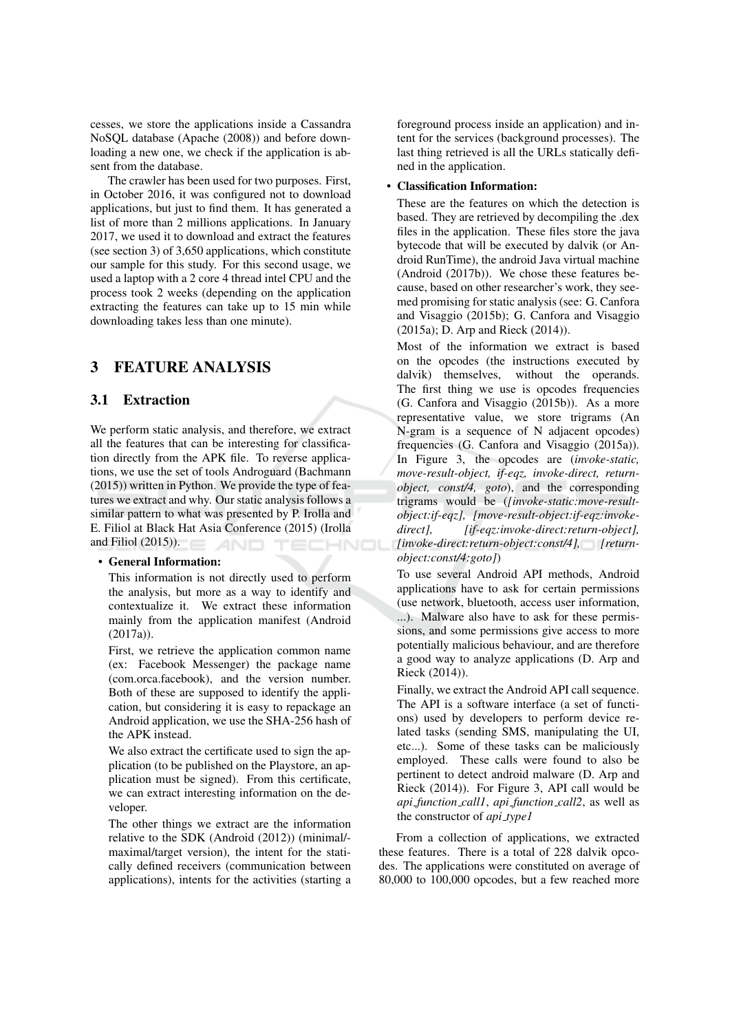cesses, we store the applications inside a Cassandra NoSQL database (Apache (2008)) and before downloading a new one, we check if the application is absent from the database.

The crawler has been used for two purposes. First, in October 2016, it was configured not to download applications, but just to find them. It has generated a list of more than 2 millions applications. In January 2017, we used it to download and extract the features (see section 3) of 3,650 applications, which constitute our sample for this study. For this second usage, we used a laptop with a 2 core 4 thread intel CPU and the process took 2 weeks (depending on the application extracting the features can take up to 15 min while downloading takes less than one minute).

## 3 FEATURE ANALYSIS

### 3.1 Extraction

We perform static analysis, and therefore, we extract all the features that can be interesting for classification directly from the APK file. To reverse applications, we use the set of tools Androguard (Bachmann (2015)) written in Python. We provide the type of features we extract and why. Our static analysis follows a similar pattern to what was presented by P. Irolla and E. Filiol at Black Hat Asia Conference (2015) (Irolla and Filiol (2015)).

- **General Information:**

  This information is not directly used to perform the analysis, but more as a way to identify and contextualize it. We extract these information mainly from the application manifest (Android (2017a)).

  First, we retrieve the application common name (ex: Facebook Messenger) the package name (com.orca.facebook), and the version number. Both of these are supposed to identify the application, but considering it is easy to repackage an Android application, we use the SHA-256 hash of the APK instead.

  We also extract the certificate used to sign the application (to be published on the Playstore, an application must be signed). From this certificate, we can extract interesting information on the developer.

  The other things we extract are the information relative to the SDK (Android (2012)) (minimal/maximal/target version), the intent for the statically defined receivers (communication between applications), intents for the activities (starting a foreground process inside an application) and intent for the services (background processes). The last thing retrieved is all the URLs statically defined in the application.

- **Classification Information:**

  These are the features on which the detection is based. They are retrieved by decompiling the .dex files in the application. These files store the java bytecode that will be executed by dalvik (or Android RunTime), the android Java virtual machine (Android (2017b)). We chose these features because, based on other researcher's work, they seemed promising for static analysis (see: G. Canfora and Visaggio (2015b); G. Canfora and Visaggio (2015a); D. Arp and Rieck (2014)).

  Most of the information we extract is based on the opcodes (the instructions executed by dalvik) themselves, without the operands. The first thing we use is opcodes frequencies (G. Canfora and Visaggio (2015b)). As a more representative value, we store trigrams (An N-gram is a sequence of N adjacent opcodes) frequencies (G. Canfora and Visaggio (2015a)). In Figure 3, the opcodes are (*invoke-static, move-result-object, if-eqz, invoke-direct, return-object, const/4, goto*), and the corresponding trigrams would be (*[invoke-static:move-result-object:if-eqz], [move-result-object:if-eqz:invoke-direct], [if-eqz:invoke-direct:return-object], [invoke-direct:return-object:const/4], [return-object:const/4:goto]*)

  To use several Android API methods, Android applications have to ask for certain permissions (use network, bluetooth, access user information, ...). Malware also have to ask for these permissions, and some permissions give access to more potentially malicious behaviour, and are therefore a good way to analyze applications (D. Arp and Rieck (2014)).

  Finally, we extract the Android API call sequence. The API is a software interface (a set of functions) used by developers to perform device related tasks (sending SMS, manipulating the UI, etc...). Some of these tasks can be maliciously employed. These calls were found to also be pertinent to detect android malware (D. Arp and Rieck (2014)). For Figure 3, API call would be *api_function_call1*, *api_function_call2*, as well as the constructor of *api_type1*

From a collection of applications, we extracted these features. There is a total of 228 dalvik opcodes. The applications were constituted on average of 80,000 to 100,000 opcodes, but a few reached more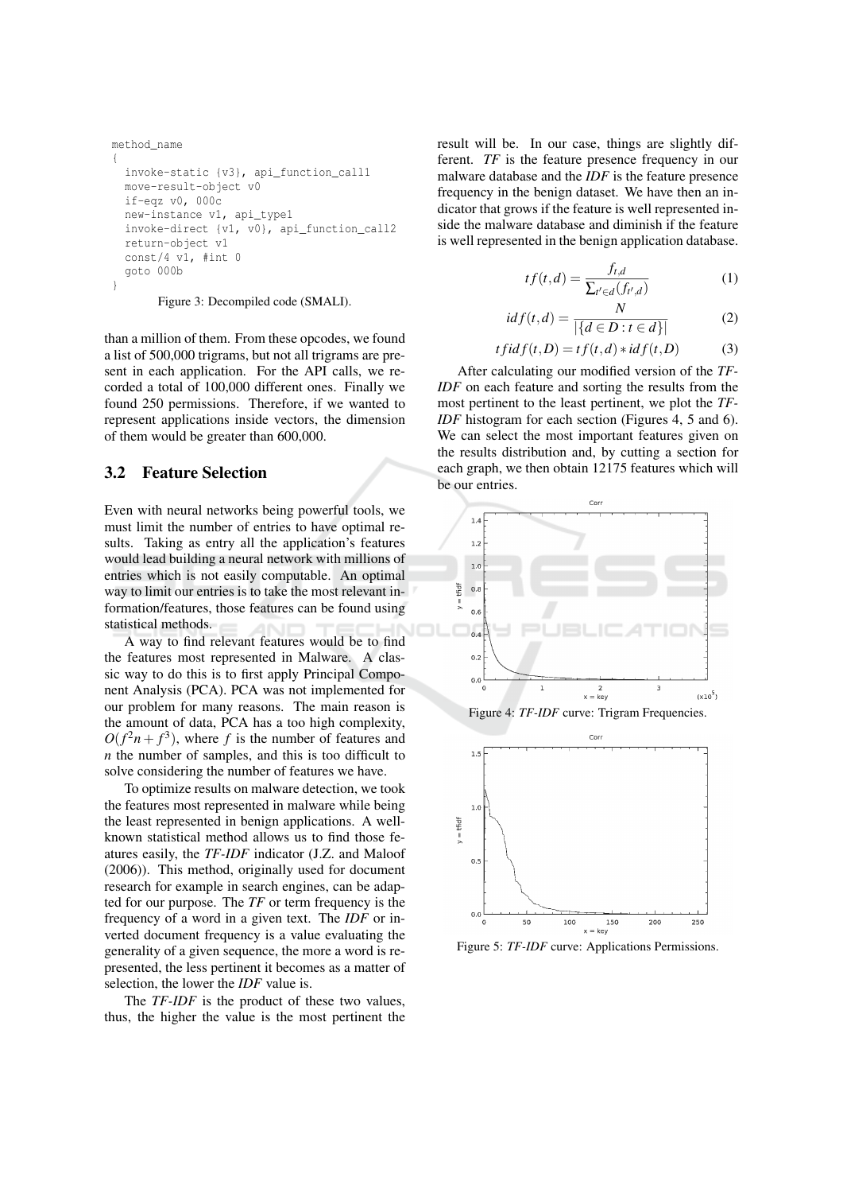```
method_name
{
  invoke-static {v3}, api_function_call1
  move-result-object v0
  if-eqz v0, 000c
  new-instance v1, api_type1
  invoke-direct {v1, v0}, api_function_call2
  return-object v1
  const/4 v1, #int 0
  goto 000b
}
```

Figure 3: Decompiled code (SMALI).

than a million of them. From these opcodes, we found a list of 500,000 trigrams, but not all trigrams are present in each application. For the API calls, we recorded a total of 100,000 different ones. Finally we found 250 permissions. Therefore, if we wanted to represent applications inside vectors, the dimension of them would be greater than 600,000.

## 3.2 Feature Selection

Even with neural networks being powerful tools, we must limit the number of entries to have optimal results. Taking as entry all the application's features would lead building a neural network with millions of entries which is not easily computable. An optimal way to limit our entries is to take the most relevant information/features, those features can be found using statistical methods.

A way to find relevant features would be to find the features most represented in Malware. A classic way to do this is to first apply Principal Component Analysis (PCA). PCA was not implemented for our problem for many reasons. The main reason is the amount of data, PCA has a too high complexity, $O(f^2n + f^3)$, where $f$ is the number of features and $n$ the number of samples, and this is too difficult to solve considering the number of features we have.

To optimize results on malware detection, we took the features most represented in malware while being the least represented in benign applications. A well-known statistical method allows us to find those features easily, the *TF-IDF* indicator (J.Z. and Maloof (2006)). This method, originally used for document research for example in search engines, can be adapted for our purpose. The *TF* or term frequency is the frequency of a word in a given text. The *IDF* or inverted document frequency is a value evaluating the generality of a given sequence, the more a word is represented, the less pertinent it becomes as a matter of selection, the lower the *IDF* value is.

The *TF-IDF* is the product of these two values, thus, the higher the value is the most pertinent the result will be. In our case, things are slightly different. *TF* is the feature presence frequency in our malware database and the *IDF* is the feature presence frequency in the benign dataset. We have then an indicator that grows if the feature is well represented inside the malware database and diminish if the feature is well represented in the benign application database.

$$tf(t,d) = \frac{f_{t,d}}{\sum_{t' \in d}(f_{t',d})} \tag{1}$$

$$idf(t,d) = \frac{N}{|\{d \in D : t \in d\}|} \tag{2}$$

$$tfidf(t,D) = tf(t,d) * idf(t,D) \tag{3}$$

After calculating our modified version of the *TF-IDF* on each feature and sorting the results from the most pertinent to the least pertinent, we plot the *TF-IDF* histogram for each section (Figures 4, 5 and 6). We can select the most important features given on the results distribution and, by cutting a section for each graph, we then obtain 12175 features which will be our entries.

Figure 4: *TF-IDF* curve: Trigram Frequencies.

Figure 5: *TF-IDF* curve: Applications Permissions.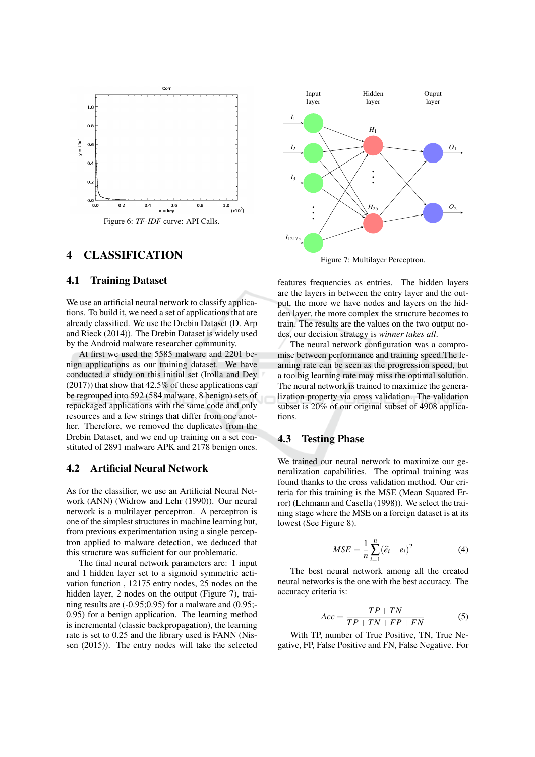Figure 6: *TF-IDF* curve: API Calls.

Figure 7: Multilayer Perceptron.

## 4 CLASSIFICATION

### 4.1 Training Dataset

We use an artificial neural network to classify applications. To build it, we need a set of applications that are already classified. We use the Drebin Dataset (D. Arp and Rieck (2014)). The Drebin Dataset is widely used by the Android malware researcher community.

At first we used the 5585 malware and 2201 benign applications as our training dataset. We have conducted a study on this initial set (Irolla and Dey (2017)) that show that 42.5% of these applications can be regrouped into 592 (584 malware, 8 benign) sets of repackaged applications with the same code and only resources and a few strings that differ from one another. Therefore, we removed the duplicates from the Drebin Dataset, and we end up training on a set constituted of 2891 malware APK and 2178 benign ones.

### 4.2 Artificial Neural Network

As for the classifier, we use an Artificial Neural Network (ANN) (Widrow and Lehr (1990)). Our neural network is a multilayer perceptron. A perceptron is one of the simplest structures in machine learning but, from previous experimentation using a single perceptron applied to malware detection, we deduced that this structure was sufficient for our problematic.

The final neural network parameters are: 1 input and 1 hidden layer set to a sigmoid symmetric activation function , 12175 entry nodes, 25 nodes on the hidden layer, 2 nodes on the output (Figure 7), training results are (-0.95;0.95) for a malware and (0.95;-0.95) for a benign application. The learning method is incremental (classic backpropagation), the learning rate is set to 0.25 and the library used is FANN (Nissen (2015)). The entry nodes will take the selected features frequencies as entries. The hidden layers are the layers in between the entry layer and the output, the more we have nodes and layers on the hidden layer, the more complex the structure becomes to train. The results are the values on the two output nodes, our decision strategy is *winner takes all*.

The neural network configuration was a compromise between performance and training speed.The learning rate can be seen as the progression speed, but a too big learning rate may miss the optimal solution. The neural network is trained to maximize the generalization property via cross validation. The validation subset is 20% of our original subset of 4908 applications.

### 4.3 Testing Phase

We trained our neural network to maximize our generalization capabilities. The optimal training was found thanks to the cross validation method. Our criteria for this training is the MSE (Mean Squared Error) (Lehmann and Casella (1998)). We select the training stage where the MSE on a foreign dataset is at its lowest (See Figure 8).

$$MSE = \frac{1}{n}\sum_{i=1}^{n}(\widehat{e}_i - e_i)^2 \qquad (4)$$

The best neural network among all the created neural networks is the one with the best accuracy. The accuracy criteria is:

$$Acc = \frac{TP+TN}{TP+TN+FP+FN} \qquad (5)$$

With TP, number of True Positive, TN, True Negative, FP, False Positive and FN, False Negative. For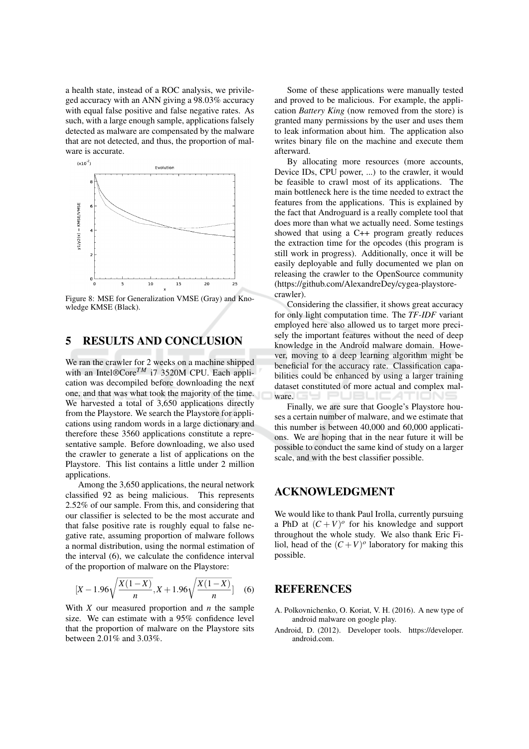a health state, instead of a ROC analysis, we privileged accuracy with an ANN giving a 98.03% accuracy with equal false positive and false negative rates. As such, with a large enough sample, applications falsely detected as malware are compensated by the malware that are not detected, and thus, the proportion of malware is accurate.

Figure 8: MSE for Generalization VMSE (Gray) and Knowledge KMSE (Black).

## 5 RESULTS AND CONCLUSION

We ran the crawler for 2 weeks on a machine shipped with an Intel®Core$^{TM}$ i7 3520M CPU. Each application was decompiled before downloading the next one, and that was what took the majority of the time. We harvested a total of 3,650 applications directly from the Playstore. We search the Playstore for applications using random words in a large dictionary and therefore these 3560 applications constitute a representative sample. Before downloading, we also used the crawler to generate a list of applications on the Playstore. This list contains a little under 2 million applications.

Among the 3,650 applications, the neural network classified 92 as being malicious. This represents 2.52% of our sample. From this, and considering that our classifier is selected to be the most accurate and that false positive rate is roughly equal to false negative rate, assuming proportion of malware follows a normal distribution, using the normal estimation of the interval (6), we calculate the confidence interval of the proportion of malware on the Playstore:

$$[X - 1.96\sqrt{\frac{X(1-X)}{n}}, X + 1.96\sqrt{\frac{X(1-X)}{n}}] \quad (6)$$

With $X$ our measured proportion and $n$ the sample size. We can estimate with a 95% confidence level that the proportion of malware on the Playstore sits between 2.01% and 3.03%.

Some of these applications were manually tested and proved to be malicious. For example, the application *Battery King* (now removed from the store) is granted many permissions by the user and uses them to leak information about him. The application also writes binary file on the machine and execute them afterward.

By allocating more resources (more accounts, Device IDs, CPU power, ...) to the crawler, it would be feasible to crawl most of its applications. The main bottleneck here is the time needed to extract the features from the applications. This is explained by the fact that Androguard is a really complete tool that does more than what we actually need. Some testings showed that using a C++ program greatly reduces the extraction time for the opcodes (this program is still work in progress). Additionally, once it will be easily deployable and fully documented we plan on releasing the crawler to the OpenSource community (https://github.com/AlexandreDey/cygea-playstore-crawler).

Considering the classifier, it shows great accuracy for only light computation time. The *TF-IDF* variant employed here also allowed us to target more precisely the important features without the need of deep knowledge in the Android malware domain. However, moving to a deep learning algorithm might be beneficial for the accuracy rate. Classification capabilities could be enhanced by using a larger training dataset constituted of more actual and complex malware.

Finally, we are sure that Google's Playstore houses a certain number of malware, and we estimate that this number is between 40,000 and 60,000 applications. We are hoping that in the near future it will be possible to conduct the same kind of study on a larger scale, and with the best classifier possible.

## ACKNOWLEDGMENT

We would like to thank Paul Irolla, currently pursuing a PhD at $(C+V)^o$ for his knowledge and support throughout the whole study. We also thank Eric Filiol, head of the $(C+V)^o$ laboratory for making this possible.

## REFERENCES

A. Polkovnichenko, O. Koriat, V. H. (2016). A new type of android malware on google play.

Android, D. (2012). Developer tools. https://developer.android.com.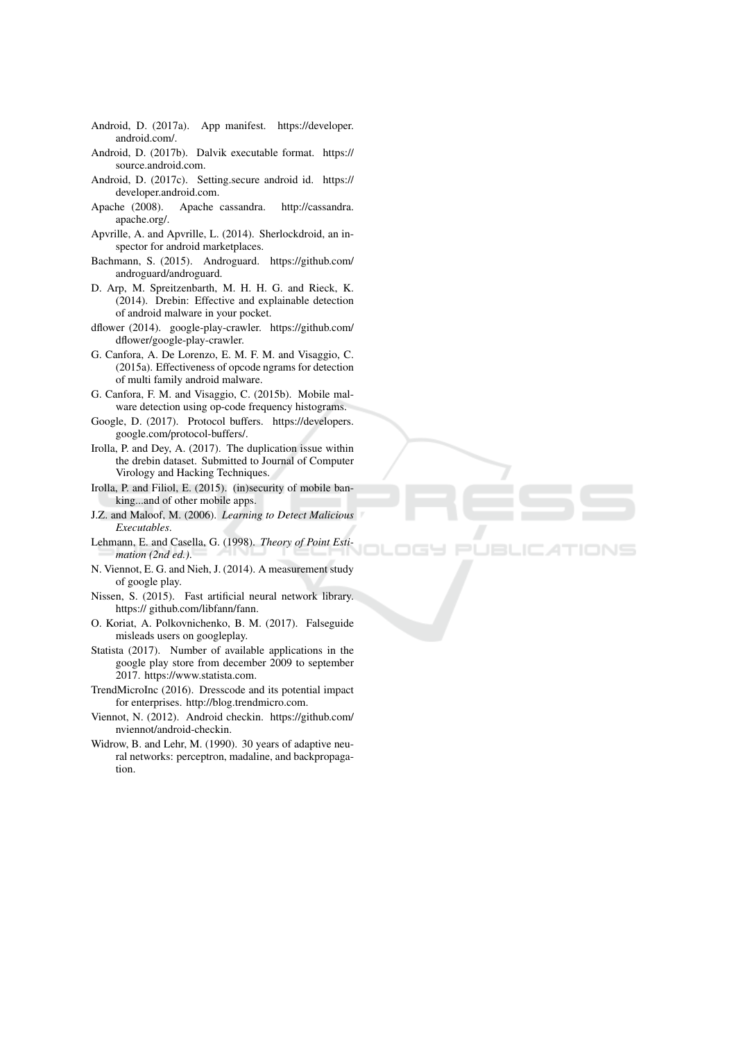Android, D. (2017a). App manifest. https://developer.android.com/.

Android, D. (2017b). Dalvik executable format. https://source.android.com.

Android, D. (2017c). Setting.secure android id. https://developer.android.com.

Apache (2008). Apache cassandra. http://cassandra.apache.org/.

Apvrille, A. and Apvrille, L. (2014). Sherlockdroid, an inspector for android marketplaces.

Bachmann, S. (2015). Androguard. https://github.com/androguard/androguard.

D. Arp, M. Spreitzenbarth, M. H. H. G. and Rieck, K. (2014). Drebin: Effective and explainable detection of android malware in your pocket.

dflower (2014). google-play-crawler. https://github.com/dflower/google-play-crawler.

G. Canfora, A. De Lorenzo, E. M. F. M. and Visaggio, C. (2015a). Effectiveness of opcode ngrams for detection of multi family android malware.

G. Canfora, F. M. and Visaggio, C. (2015b). Mobile malware detection using op-code frequency histograms.

Google, D. (2017). Protocol buffers. https://developers.google.com/protocol-buffers/.

Irolla, P. and Dey, A. (2017). The duplication issue within the drebin dataset. Submitted to Journal of Computer Virology and Hacking Techniques.

Irolla, P. and Filiol, E. (2015). (in)security of mobile banking...and of other mobile apps.

J.Z. and Maloof, M. (2006). *Learning to Detect Malicious Executables*.

Lehmann, E. and Casella, G. (1998). *Theory of Point Estimation (2nd ed.)*.

N. Viennot, E. G. and Nieh, J. (2014). A measurement study of google play.

Nissen, S. (2015). Fast artificial neural network library. https:// github.com/libfann/fann.

O. Koriat, A. Polkovnichenko, B. M. (2017). Falseguide misleads users on googleplay.

Statista (2017). Number of available applications in the google play store from december 2009 to september 2017. https://www.statista.com.

TrendMicroInc (2016). Dresscode and its potential impact for enterprises. http://blog.trendmicro.com.

Viennot, N. (2012). Android checkin. https://github.com/nviennot/android-checkin.

Widrow, B. and Lehr, M. (1990). 30 years of adaptive neural networks: perceptron, madaline, and backpropagation.